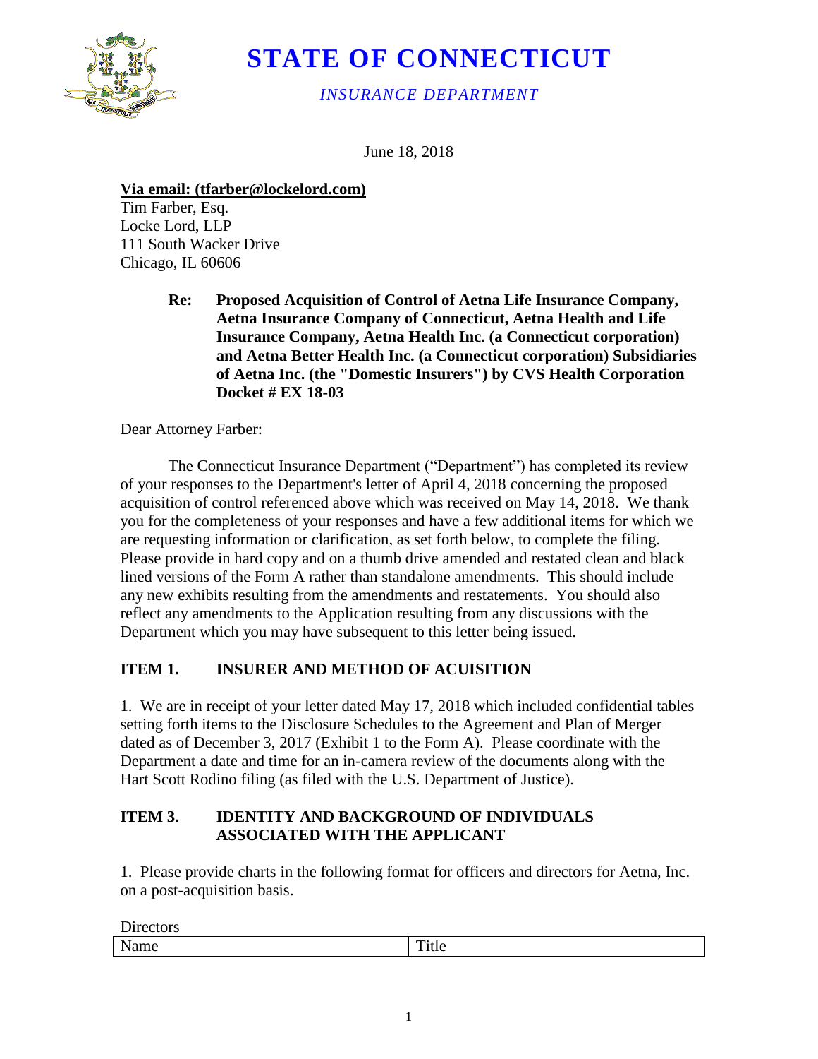# STATE OF CONNECTICUT

*INSURANCE DEPARTMENT*

June 18, 2018

**Via email: (tfarber@lockelord.com)**
Tim Farber, Esq.
Locke Lord, LLP
111 South Wacker Drive
Chicago, IL 60606

> **Re: Proposed Acquisition of Control of Aetna Life Insurance Company, Aetna Insurance Company of Connecticut, Aetna Health and Life Insurance Company, Aetna Health Inc. (a Connecticut corporation) and Aetna Better Health Inc. (a Connecticut corporation) Subsidiaries of Aetna Inc. (the "Domestic Insurers") by CVS Health Corporation Docket # EX 18-03**

Dear Attorney Farber:

The Connecticut Insurance Department ("Department") has completed its review of your responses to the Department's letter of April 4, 2018 concerning the proposed acquisition of control referenced above which was received on May 14, 2018. We thank you for the completeness of your responses and have a few additional items for which we are requesting information or clarification, as set forth below, to complete the filing. Please provide in hard copy and on a thumb drive amended and restated clean and black lined versions of the Form A rather than standalone amendments. This should include any new exhibits resulting from the amendments and restatements. You should also reflect any amendments to the Application resulting from any discussions with the Department which you may have subsequent to this letter being issued.

## ITEM 1. INSURER AND METHOD OF ACUISITION

1. We are in receipt of your letter dated May 17, 2018 which included confidential tables setting forth items to the Disclosure Schedules to the Agreement and Plan of Merger dated as of December 3, 2017 (Exhibit 1 to the Form A). Please coordinate with the Department a date and time for an in-camera review of the documents along with the Hart Scott Rodino filing (as filed with the U.S. Department of Justice).

## ITEM 3. IDENTITY AND BACKGROUND OF INDIVIDUALS ASSOCIATED WITH THE APPLICANT

1. Please provide charts in the following format for officers and directors for Aetna, Inc. on a post-acquisition basis.

Directors

| Name | Title |
|---|---|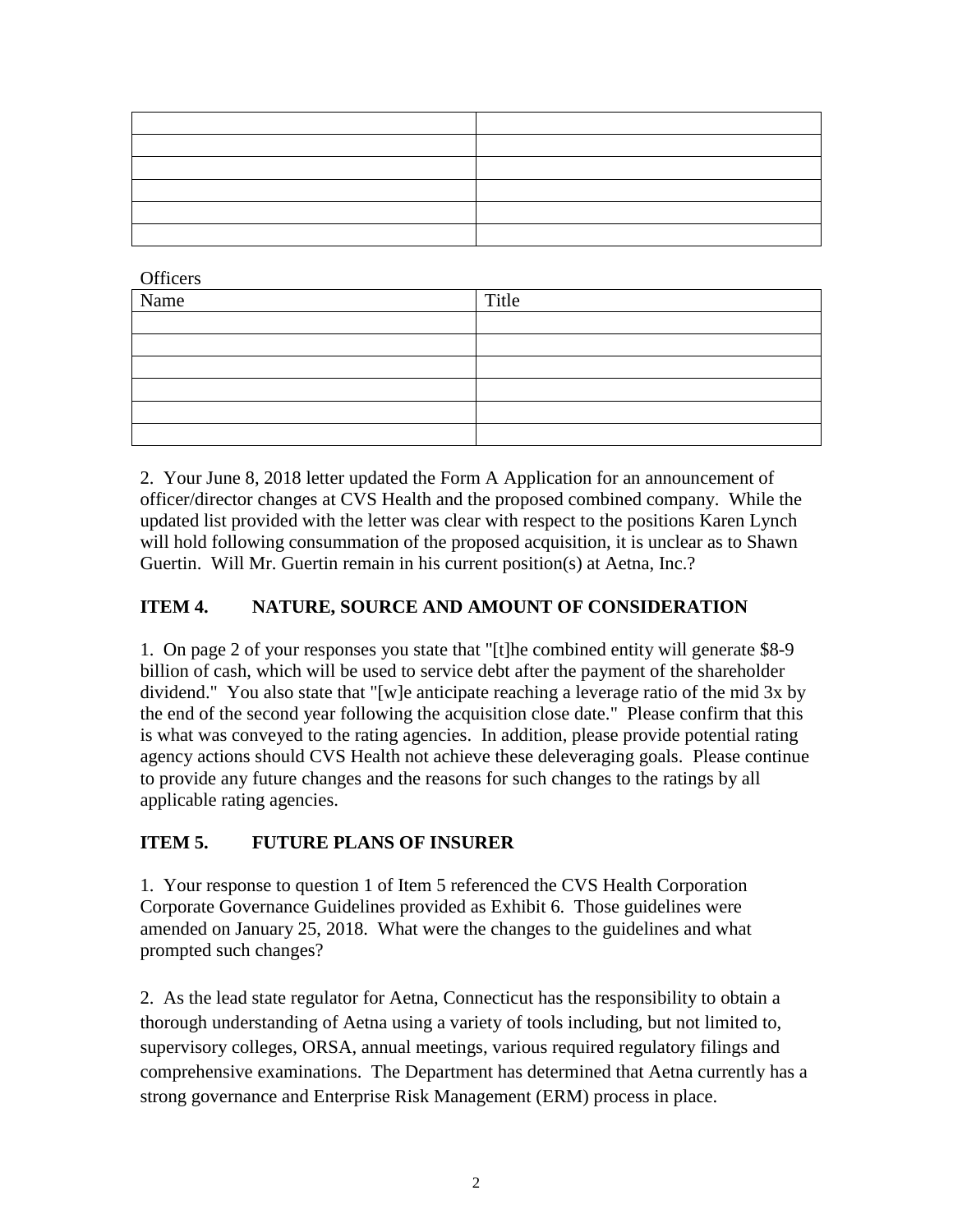| | |
|---|---|
| | |
| | |
| | |
| | |
| | |

Officers

| Name | Title |
|---|---|
| | |
| | |
| | |
| | |
| | |
| | |

2. Your June 8, 2018 letter updated the Form A Application for an announcement of officer/director changes at CVS Health and the proposed combined company. While the updated list provided with the letter was clear with respect to the positions Karen Lynch will hold following consummation of the proposed acquisition, it is unclear as to Shawn Guertin. Will Mr. Guertin remain in his current position(s) at Aetna, Inc.?

**ITEM 4. NATURE, SOURCE AND AMOUNT OF CONSIDERATION**

1. On page 2 of your responses you state that "[t]he combined entity will generate $8-9 billion of cash, which will be used to service debt after the payment of the shareholder dividend." You also state that "[w]e anticipate reaching a leverage ratio of the mid 3x by the end of the second year following the acquisition close date." Please confirm that this is what was conveyed to the rating agencies. In addition, please provide potential rating agency actions should CVS Health not achieve these deleveraging goals. Please continue to provide any future changes and the reasons for such changes to the ratings by all applicable rating agencies.

**ITEM 5. FUTURE PLANS OF INSURER**

1. Your response to question 1 of Item 5 referenced the CVS Health Corporation Corporate Governance Guidelines provided as Exhibit 6. Those guidelines were amended on January 25, 2018. What were the changes to the guidelines and what prompted such changes?

2. As the lead state regulator for Aetna, Connecticut has the responsibility to obtain a thorough understanding of Aetna using a variety of tools including, but not limited to, supervisory colleges, ORSA, annual meetings, various required regulatory filings and comprehensive examinations. The Department has determined that Aetna currently has a strong governance and Enterprise Risk Management (ERM) process in place.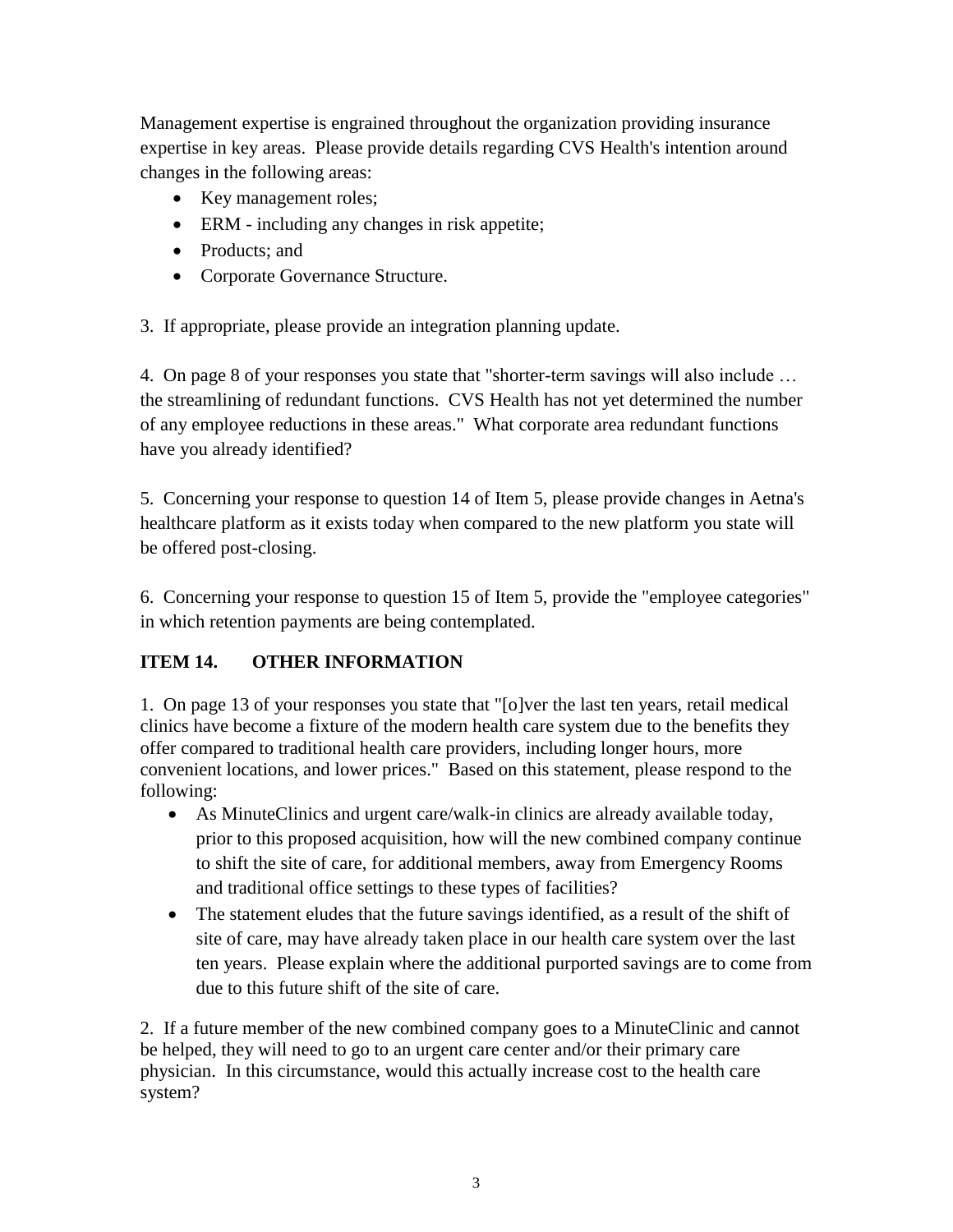Management expertise is engrained throughout the organization providing insurance expertise in key areas. Please provide details regarding CVS Health's intention around changes in the following areas:

- Key management roles;
- ERM - including any changes in risk appetite;
- Products; and
- Corporate Governance Structure.

3. If appropriate, please provide an integration planning update.

4. On page 8 of your responses you state that "shorter-term savings will also include … the streamlining of redundant functions. CVS Health has not yet determined the number of any employee reductions in these areas." What corporate area redundant functions have you already identified?

5. Concerning your response to question 14 of Item 5, please provide changes in Aetna's healthcare platform as it exists today when compared to the new platform you state will be offered post-closing.

6. Concerning your response to question 15 of Item 5, provide the "employee categories" in which retention payments are being contemplated.

**ITEM 14. OTHER INFORMATION**

1. On page 13 of your responses you state that "[o]ver the last ten years, retail medical clinics have become a fixture of the modern health care system due to the benefits they offer compared to traditional health care providers, including longer hours, more convenient locations, and lower prices." Based on this statement, please respond to the following:

- As MinuteClinics and urgent care/walk-in clinics are already available today, prior to this proposed acquisition, how will the new combined company continue to shift the site of care, for additional members, away from Emergency Rooms and traditional office settings to these types of facilities?
- The statement eludes that the future savings identified, as a result of the shift of site of care, may have already taken place in our health care system over the last ten years. Please explain where the additional purported savings are to come from due to this future shift of the site of care.

2. If a future member of the new combined company goes to a MinuteClinic and cannot be helped, they will need to go to an urgent care center and/or their primary care physician. In this circumstance, would this actually increase cost to the health care system?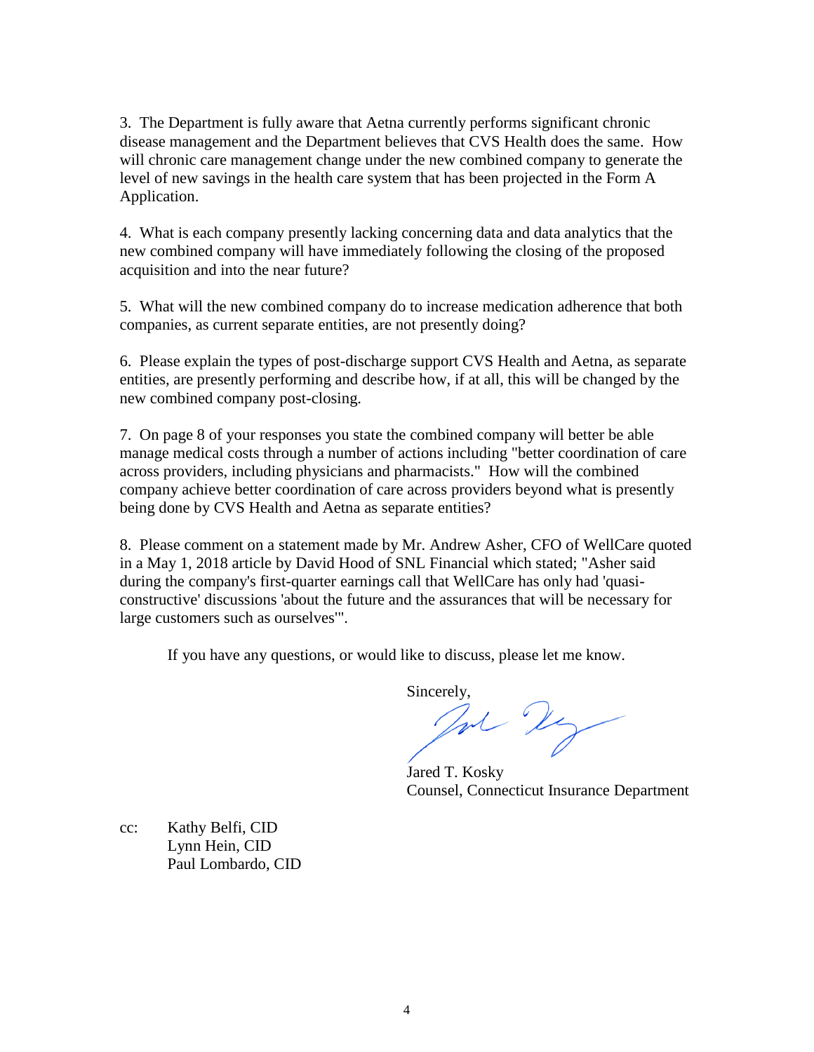3. The Department is fully aware that Aetna currently performs significant chronic disease management and the Department believes that CVS Health does the same. How will chronic care management change under the new combined company to generate the level of new savings in the health care system that has been projected in the Form A Application.

4. What is each company presently lacking concerning data and data analytics that the new combined company will have immediately following the closing of the proposed acquisition and into the near future?

5. What will the new combined company do to increase medication adherence that both companies, as current separate entities, are not presently doing?

6. Please explain the types of post-discharge support CVS Health and Aetna, as separate entities, are presently performing and describe how, if at all, this will be changed by the new combined company post-closing.

7. On page 8 of your responses you state the combined company will better be able manage medical costs through a number of actions including "better coordination of care across providers, including physicians and pharmacists." How will the combined company achieve better coordination of care across providers beyond what is presently being done by CVS Health and Aetna as separate entities?

8. Please comment on a statement made by Mr. Andrew Asher, CFO of WellCare quoted in a May 1, 2018 article by David Hood of SNL Financial which stated; "Asher said during the company's first-quarter earnings call that WellCare has only had 'quasi-constructive' discussions 'about the future and the assurances that will be necessary for large customers such as ourselves'".

If you have any questions, or would like to discuss, please let me know.

Sincerely,

Jared T. Kosky
Counsel, Connecticut Insurance Department

cc: Kathy Belfi, CID
Lynn Hein, CID
Paul Lombardo, CID